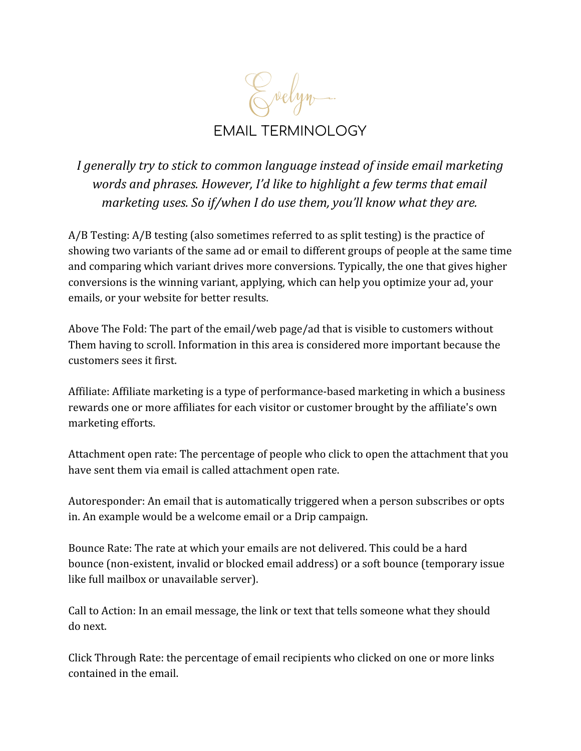Evelyn

# EMAIL TERMINOLOGY

*I generally try to stick to common language instead of inside email marketing words and phrases. However, I'd like to highlight a few terms that email marketing uses. So if/when I do use them, you'll know what they are.*

A/B Testing: A/B testing (also sometimes referred to as split testing) is the practice of showing two variants of the same ad or email to different groups of people at the same time and comparing which variant drives more conversions. Typically, the one that gives higher conversions is the winning variant, applying, which can help you optimize your ad, your emails, or your website for better results.

Above The Fold: The part of the email/web page/ad that is visible to customers without Them having to scroll. Information in this area is considered more important because the customers sees it first.

Affiliate: Affiliate marketing is a type of performance-based marketing in which a business rewards one or more affiliates for each visitor or customer brought by the affiliate's own marketing efforts.

Attachment open rate: The percentage of people who click to open the attachment that you have sent them via email is called attachment open rate.

Autoresponder: An email that is automatically triggered when a person subscribes or opts in. An example would be a welcome email or a Drip campaign.

Bounce Rate: The rate at which your emails are not delivered. This could be a hard bounce (non-existent, invalid or blocked email address) or a soft bounce (temporary issue like full mailbox or unavailable server).

Call to Action: In an email message, the link or text that tells someone what they should do next.

Click Through Rate: the percentage of email recipients who clicked on one or more links contained in the email.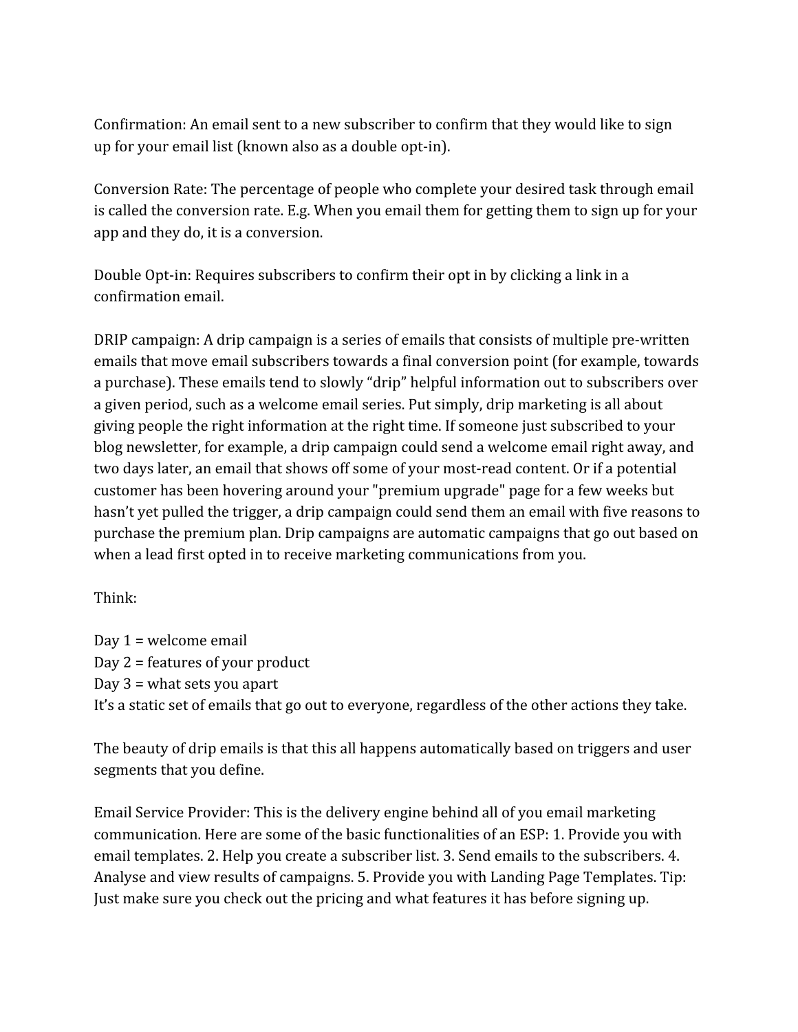Confirmation: An email sent to a new subscriber to confirm that they would like to sign up for your email list (known also as a double opt-in).

Conversion Rate: The percentage of people who complete your desired task through email is called the conversion rate. E.g. When you email them for getting them to sign up for your app and they do, it is a conversion.

Double Opt-in: Requires subscribers to confirm their opt in by clicking a link in a confirmation email.

DRIP campaign: A drip campaign is a series of emails that consists of multiple pre-written emails that move email subscribers towards a final conversion point (for example, towards a purchase). These emails tend to slowly "drip" helpful information out to subscribers over a given period, such as a welcome email series. Put simply, drip marketing is all about giving people the right information at the right time. If someone just subscribed to your blog newsletter, for example, a drip campaign could send a welcome email right away, and two days later, an email that shows off some of your most-read content. Or if a potential customer has been hovering around your "premium upgrade" page for a few weeks but hasn't yet pulled the trigger, a drip campaign could send them an email with five reasons to purchase the premium plan. Drip campaigns are automatic campaigns that go out based on when a lead first opted in to receive marketing communications from you.

Think:

Day 1 = welcome email  
Day 2 = features of your product  
Day 3 = what sets you apart  
It's a static set of emails that go out to everyone, regardless of the other actions they take.

The beauty of drip emails is that this all happens automatically based on triggers and user segments that you define.

Email Service Provider: This is the delivery engine behind all of you email marketing communication. Here are some of the basic functionalities of an ESP: 1. Provide you with email templates. 2. Help you create a subscriber list. 3. Send emails to the subscribers. 4. Analyse and view results of campaigns. 5. Provide you with Landing Page Templates. Tip: Just make sure you check out the pricing and what features it has before signing up.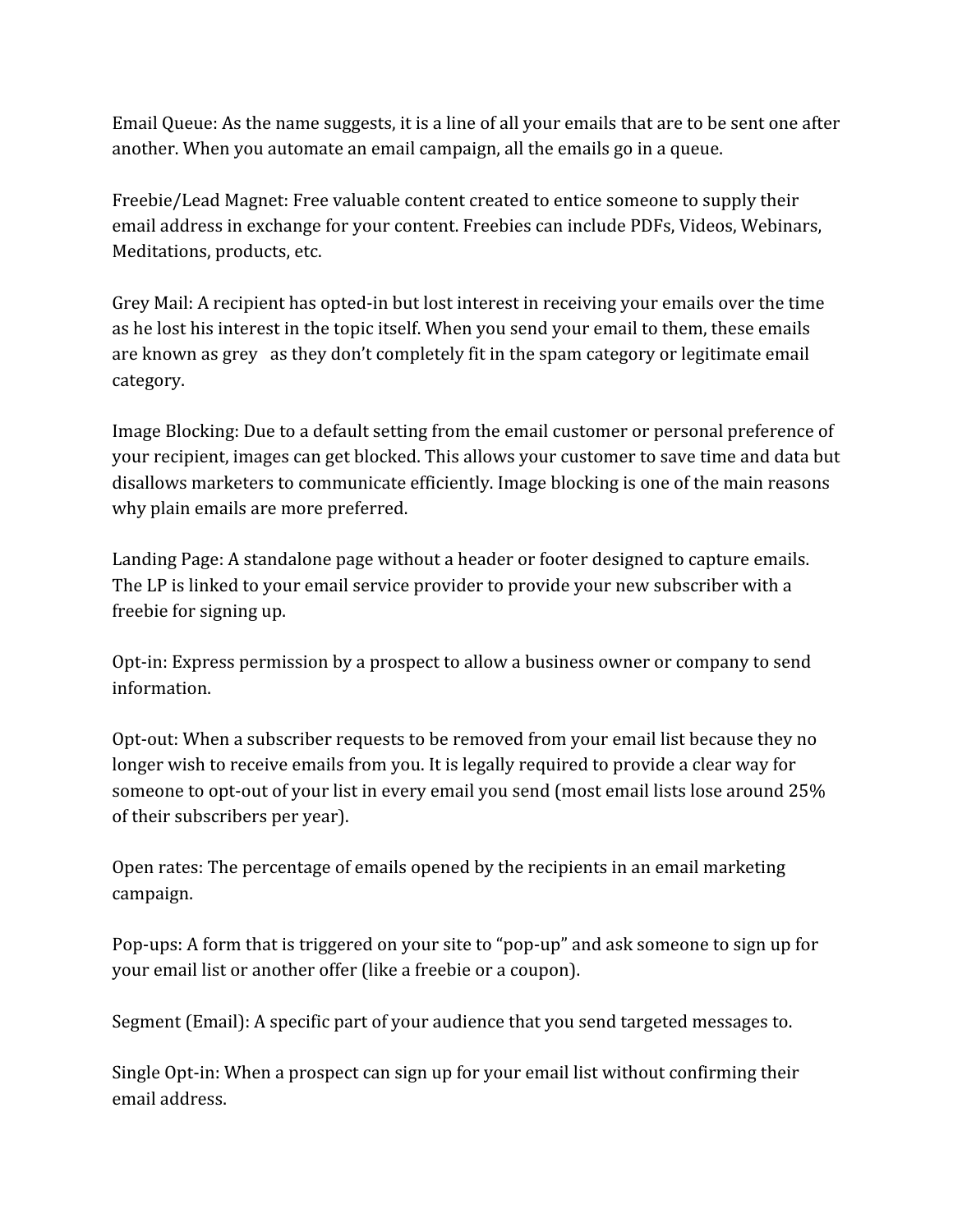Email Queue: As the name suggests, it is a line of all your emails that are to be sent one after another. When you automate an email campaign, all the emails go in a queue.

Freebie/Lead Magnet: Free valuable content created to entice someone to supply their email address in exchange for your content. Freebies can include PDFs, Videos, Webinars, Meditations, products, etc.

Grey Mail: A recipient has opted-in but lost interest in receiving your emails over the time as he lost his interest in the topic itself. When you send your email to them, these emails are known as grey as they don't completely fit in the spam category or legitimate email category.

Image Blocking: Due to a default setting from the email customer or personal preference of your recipient, images can get blocked. This allows your customer to save time and data but disallows marketers to communicate efficiently. Image blocking is one of the main reasons why plain emails are more preferred.

Landing Page: A standalone page without a header or footer designed to capture emails. The LP is linked to your email service provider to provide your new subscriber with a freebie for signing up.

Opt-in: Express permission by a prospect to allow a business owner or company to send information.

Opt-out: When a subscriber requests to be removed from your email list because they no longer wish to receive emails from you. It is legally required to provide a clear way for someone to opt-out of your list in every email you send (most email lists lose around 25% of their subscribers per year).

Open rates: The percentage of emails opened by the recipients in an email marketing campaign.

Pop-ups: A form that is triggered on your site to "pop-up" and ask someone to sign up for your email list or another offer (like a freebie or a coupon).

Segment (Email): A specific part of your audience that you send targeted messages to.

Single Opt-in: When a prospect can sign up for your email list without confirming their email address.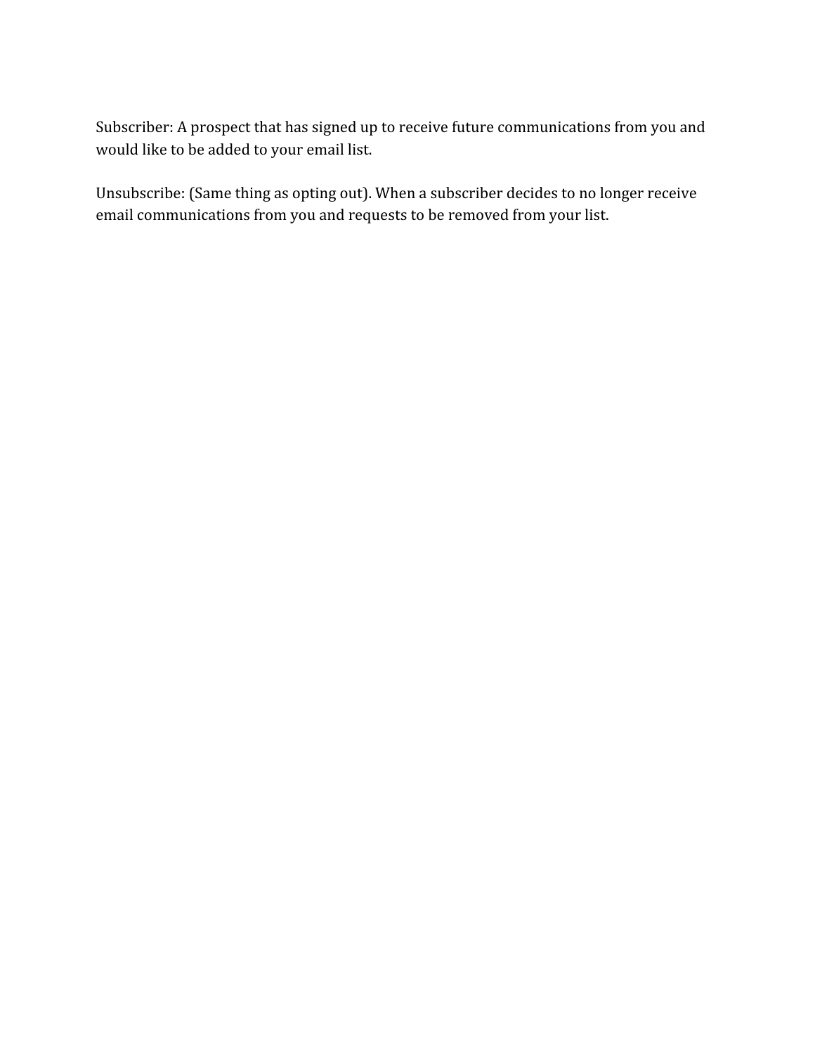Subscriber: A prospect that has signed up to receive future communications from you and would like to be added to your email list.

Unsubscribe: (Same thing as opting out). When a subscriber decides to no longer receive email communications from you and requests to be removed from your list.